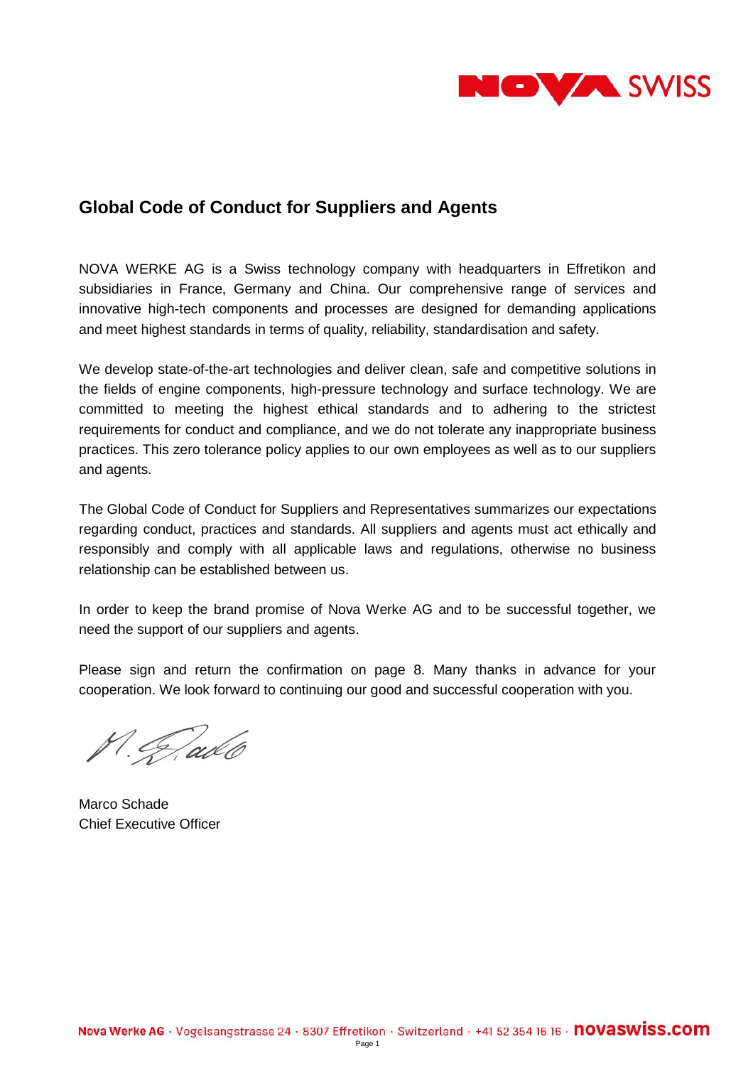# Global Code of Conduct for Suppliers and Agents

NOVA WERKE AG is a Swiss technology company with headquarters in Effretikon and subsidiaries in France, Germany and China. Our comprehensive range of services and innovative high-tech components and processes are designed for demanding applications and meet highest standards in terms of quality, reliability, standardisation and safety.

We develop state-of-the-art technologies and deliver clean, safe and competitive solutions in the fields of engine components, high-pressure technology and surface technology. We are committed to meeting the highest ethical standards and to adhering to the strictest requirements for conduct and compliance, and we do not tolerate any inappropriate business practices. This zero tolerance policy applies to our own employees as well as to our suppliers and agents.

The Global Code of Conduct for Suppliers and Representatives summarizes our expectations regarding conduct, practices and standards. All suppliers and agents must act ethically and responsibly and comply with all applicable laws and regulations, otherwise no business relationship can be established between us.

In order to keep the brand promise of Nova Werke AG and to be successful together, we need the support of our suppliers and agents.

Please sign and return the confirmation on page 8. Many thanks in advance for your cooperation. We look forward to continuing our good and successful cooperation with you.

Marco Schade
Chief Executive Officer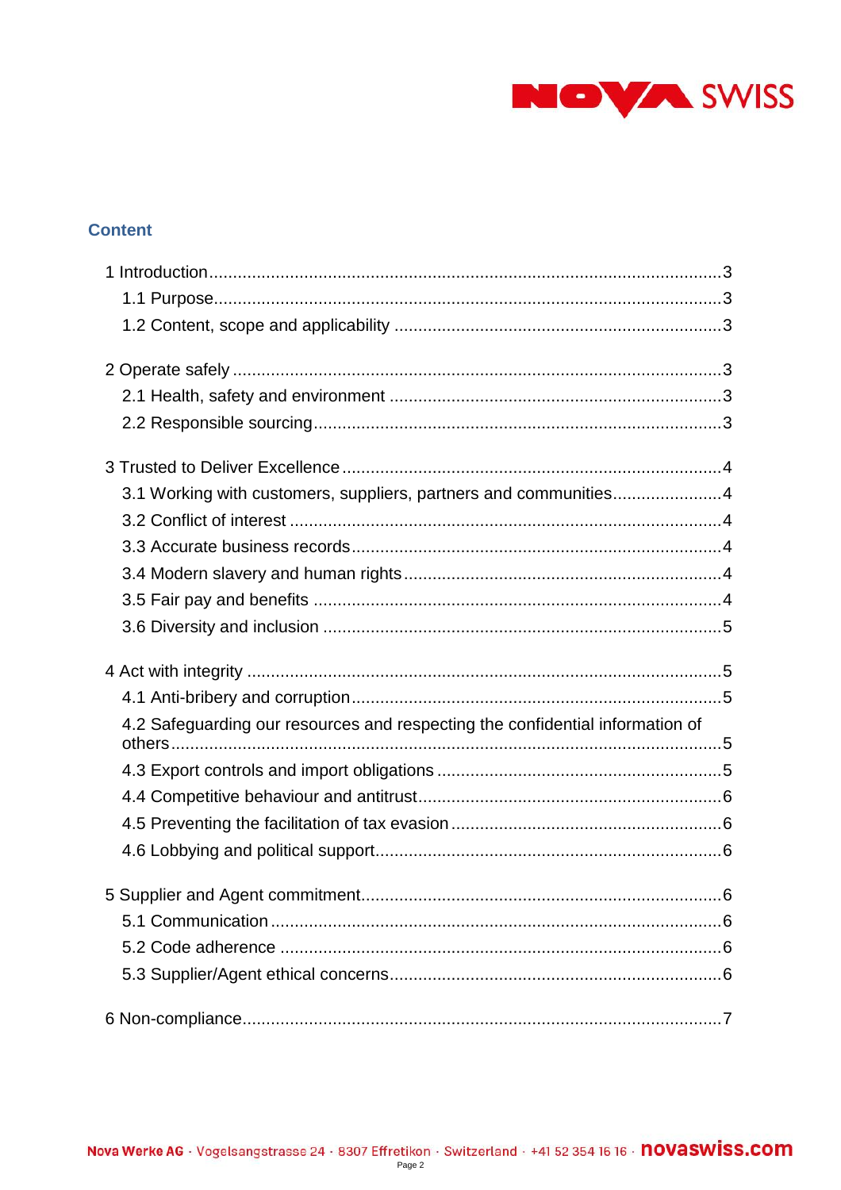## Content

- 1 Introduction ... 3
  - 1.1 Purpose ... 3
  - 1.2 Content, scope and applicability ... 3
- 2 Operate safely ... 3
  - 2.1 Health, safety and environment ... 3
  - 2.2 Responsible sourcing ... 3
- 3 Trusted to Deliver Excellence ... 4
  - 3.1 Working with customers, suppliers, partners and communities ... 4
  - 3.2 Conflict of interest ... 4
  - 3.3 Accurate business records ... 4
  - 3.4 Modern slavery and human rights ... 4
  - 3.5 Fair pay and benefits ... 4
  - 3.6 Diversity and inclusion ... 5
- 4 Act with integrity ... 5
  - 4.1 Anti-bribery and corruption ... 5
  - 4.2 Safeguarding our resources and respecting the confidential information of others ... 5
  - 4.3 Export controls and import obligations ... 5
  - 4.4 Competitive behaviour and antitrust ... 6
  - 4.5 Preventing the facilitation of tax evasion ... 6
  - 4.6 Lobbying and political support ... 6
- 5 Supplier and Agent commitment ... 6
  - 5.1 Communication ... 6
  - 5.2 Code adherence ... 6
  - 5.3 Supplier/Agent ethical concerns ... 6
- 6 Non-compliance ... 7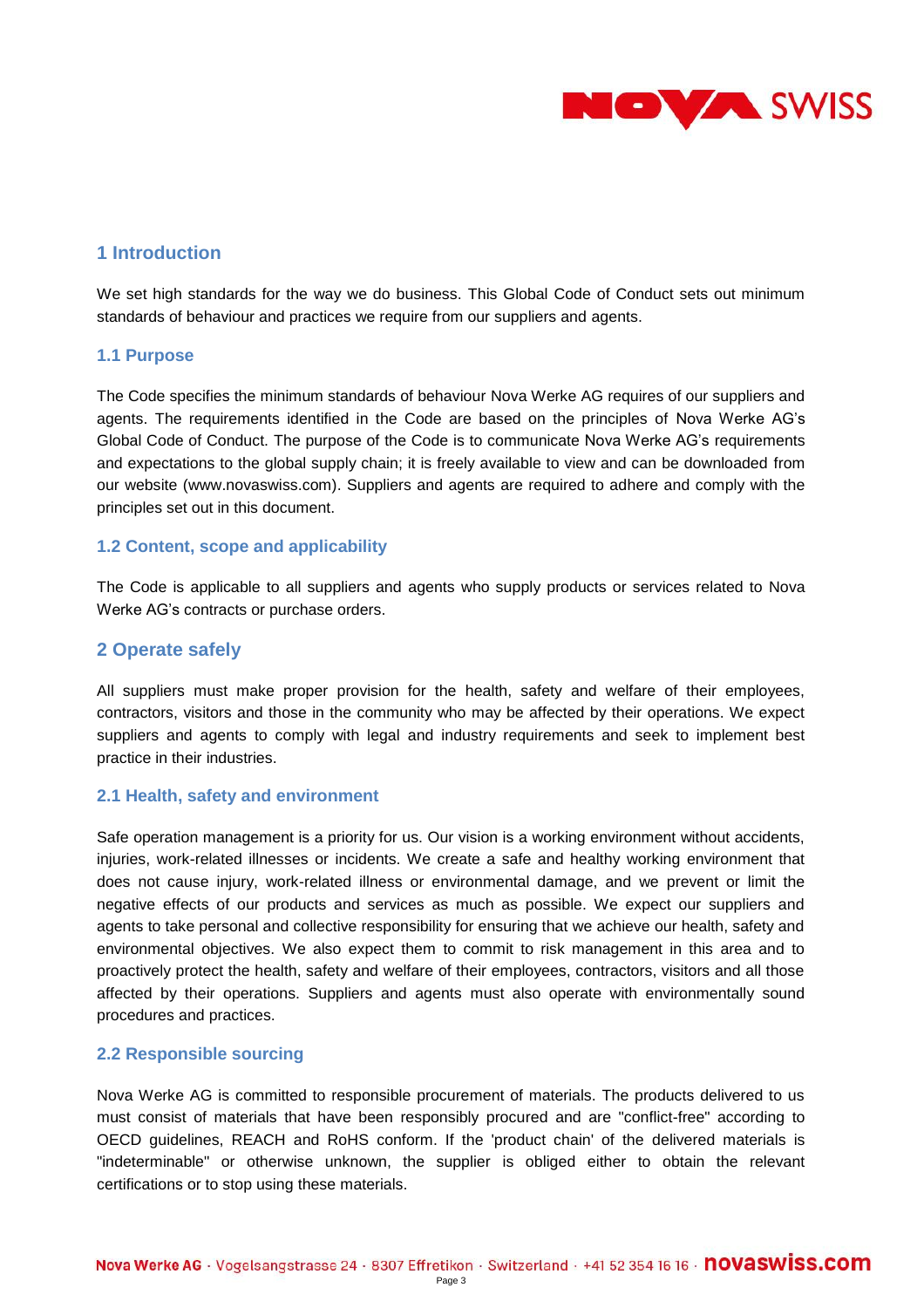## 1 Introduction

We set high standards for the way we do business. This Global Code of Conduct sets out minimum standards of behaviour and practices we require from our suppliers and agents.

### 1.1 Purpose

The Code specifies the minimum standards of behaviour Nova Werke AG requires of our suppliers and agents. The requirements identified in the Code are based on the principles of Nova Werke AG's Global Code of Conduct. The purpose of the Code is to communicate Nova Werke AG's requirements and expectations to the global supply chain; it is freely available to view and can be downloaded from our website (www.novaswiss.com). Suppliers and agents are required to adhere and comply with the principles set out in this document.

### 1.2 Content, scope and applicability

The Code is applicable to all suppliers and agents who supply products or services related to Nova Werke AG's contracts or purchase orders.

## 2 Operate safely

All suppliers must make proper provision for the health, safety and welfare of their employees, contractors, visitors and those in the community who may be affected by their operations. We expect suppliers and agents to comply with legal and industry requirements and seek to implement best practice in their industries.

### 2.1 Health, safety and environment

Safe operation management is a priority for us. Our vision is a working environment without accidents, injuries, work-related illnesses or incidents. We create a safe and healthy working environment that does not cause injury, work-related illness or environmental damage, and we prevent or limit the negative effects of our products and services as much as possible. We expect our suppliers and agents to take personal and collective responsibility for ensuring that we achieve our health, safety and environmental objectives. We also expect them to commit to risk management in this area and to proactively protect the health, safety and welfare of their employees, contractors, visitors and all those affected by their operations. Suppliers and agents must also operate with environmentally sound procedures and practices.

### 2.2 Responsible sourcing

Nova Werke AG is committed to responsible procurement of materials. The products delivered to us must consist of materials that have been responsibly procured and are "conflict-free" according to OECD guidelines, REACH and RoHS conform. If the 'product chain' of the delivered materials is "indeterminable" or otherwise unknown, the supplier is obliged either to obtain the relevant certifications or to stop using these materials.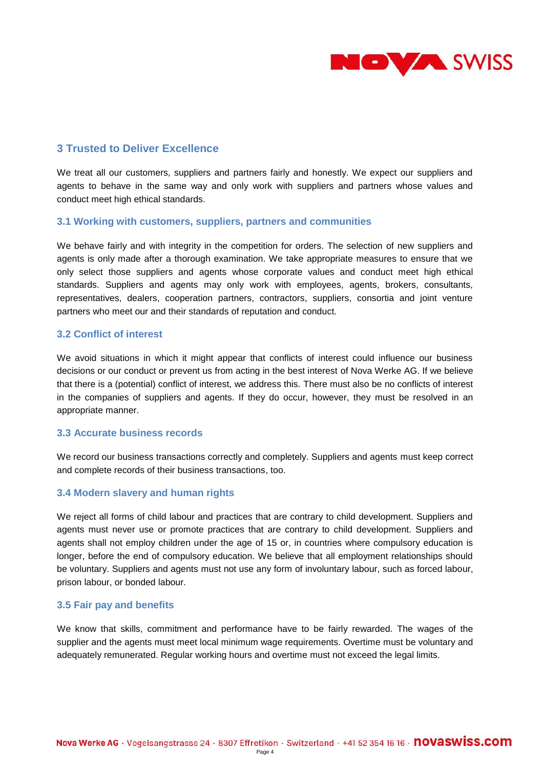## 3 Trusted to Deliver Excellence

We treat all our customers, suppliers and partners fairly and honestly. We expect our suppliers and agents to behave in the same way and only work with suppliers and partners whose values and conduct meet high ethical standards.

### 3.1 Working with customers, suppliers, partners and communities

We behave fairly and with integrity in the competition for orders. The selection of new suppliers and agents is only made after a thorough examination. We take appropriate measures to ensure that we only select those suppliers and agents whose corporate values and conduct meet high ethical standards. Suppliers and agents may only work with employees, agents, brokers, consultants, representatives, dealers, cooperation partners, contractors, suppliers, consortia and joint venture partners who meet our and their standards of reputation and conduct.

### 3.2 Conflict of interest

We avoid situations in which it might appear that conflicts of interest could influence our business decisions or our conduct or prevent us from acting in the best interest of Nova Werke AG. If we believe that there is a (potential) conflict of interest, we address this. There must also be no conflicts of interest in the companies of suppliers and agents. If they do occur, however, they must be resolved in an appropriate manner.

### 3.3 Accurate business records

We record our business transactions correctly and completely. Suppliers and agents must keep correct and complete records of their business transactions, too.

### 3.4 Modern slavery and human rights

We reject all forms of child labour and practices that are contrary to child development. Suppliers and agents must never use or promote practices that are contrary to child development. Suppliers and agents shall not employ children under the age of 15 or, in countries where compulsory education is longer, before the end of compulsory education. We believe that all employment relationships should be voluntary. Suppliers and agents must not use any form of involuntary labour, such as forced labour, prison labour, or bonded labour.

### 3.5 Fair pay and benefits

We know that skills, commitment and performance have to be fairly rewarded. The wages of the supplier and the agents must meet local minimum wage requirements. Overtime must be voluntary and adequately remunerated. Regular working hours and overtime must not exceed the legal limits.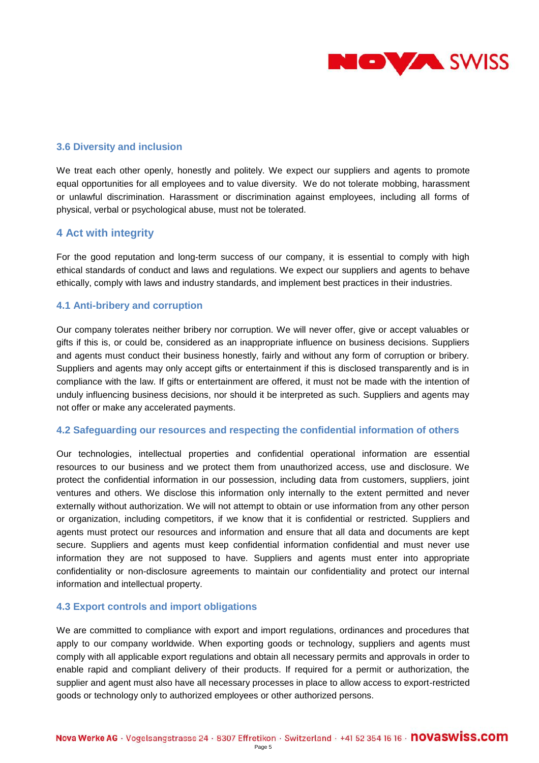### 3.6 Diversity and inclusion

We treat each other openly, honestly and politely. We expect our suppliers and agents to promote equal opportunities for all employees and to value diversity. We do not tolerate mobbing, harassment or unlawful discrimination. Harassment or discrimination against employees, including all forms of physical, verbal or psychological abuse, must not be tolerated.

## 4 Act with integrity

For the good reputation and long-term success of our company, it is essential to comply with high ethical standards of conduct and laws and regulations. We expect our suppliers and agents to behave ethically, comply with laws and industry standards, and implement best practices in their industries.

### 4.1 Anti-bribery and corruption

Our company tolerates neither bribery nor corruption. We will never offer, give or accept valuables or gifts if this is, or could be, considered as an inappropriate influence on business decisions. Suppliers and agents must conduct their business honestly, fairly and without any form of corruption or bribery. Suppliers and agents may only accept gifts or entertainment if this is disclosed transparently and is in compliance with the law. If gifts or entertainment are offered, it must not be made with the intention of unduly influencing business decisions, nor should it be interpreted as such. Suppliers and agents may not offer or make any accelerated payments.

### 4.2 Safeguarding our resources and respecting the confidential information of others

Our technologies, intellectual properties and confidential operational information are essential resources to our business and we protect them from unauthorized access, use and disclosure. We protect the confidential information in our possession, including data from customers, suppliers, joint ventures and others. We disclose this information only internally to the extent permitted and never externally without authorization. We will not attempt to obtain or use information from any other person or organization, including competitors, if we know that it is confidential or restricted. Suppliers and agents must protect our resources and information and ensure that all data and documents are kept secure. Suppliers and agents must keep confidential information confidential and must never use information they are not supposed to have. Suppliers and agents must enter into appropriate confidentiality or non-disclosure agreements to maintain our confidentiality and protect our internal information and intellectual property.

### 4.3 Export controls and import obligations

We are committed to compliance with export and import regulations, ordinances and procedures that apply to our company worldwide. When exporting goods or technology, suppliers and agents must comply with all applicable export regulations and obtain all necessary permits and approvals in order to enable rapid and compliant delivery of their products. If required for a permit or authorization, the supplier and agent must also have all necessary processes in place to allow access to export-restricted goods or technology only to authorized employees or other authorized persons.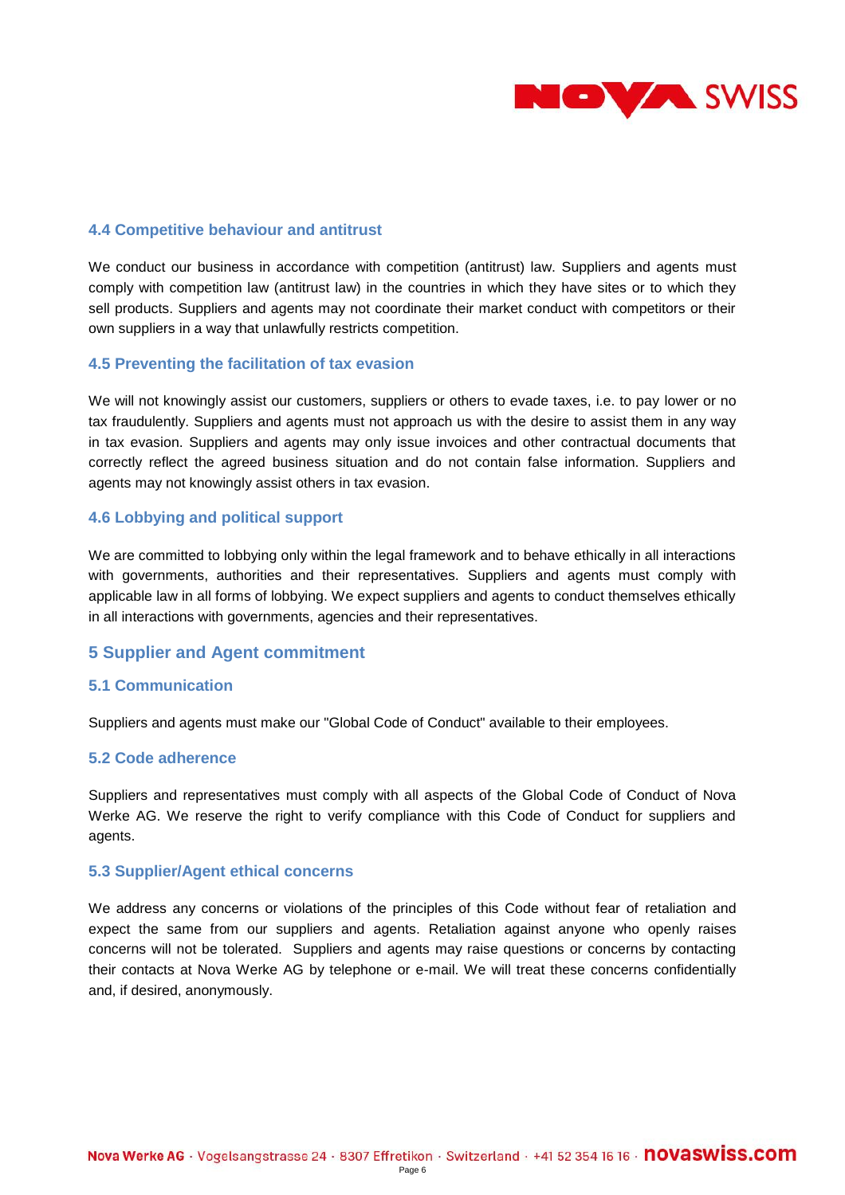### 4.4 Competitive behaviour and antitrust

We conduct our business in accordance with competition (antitrust) law. Suppliers and agents must comply with competition law (antitrust law) in the countries in which they have sites or to which they sell products. Suppliers and agents may not coordinate their market conduct with competitors or their own suppliers in a way that unlawfully restricts competition.

### 4.5 Preventing the facilitation of tax evasion

We will not knowingly assist our customers, suppliers or others to evade taxes, i.e. to pay lower or no tax fraudulently. Suppliers and agents must not approach us with the desire to assist them in any way in tax evasion. Suppliers and agents may only issue invoices and other contractual documents that correctly reflect the agreed business situation and do not contain false information. Suppliers and agents may not knowingly assist others in tax evasion.

### 4.6 Lobbying and political support

We are committed to lobbying only within the legal framework and to behave ethically in all interactions with governments, authorities and their representatives. Suppliers and agents must comply with applicable law in all forms of lobbying. We expect suppliers and agents to conduct themselves ethically in all interactions with governments, agencies and their representatives.

## 5 Supplier and Agent commitment

### 5.1 Communication

Suppliers and agents must make our "Global Code of Conduct" available to their employees.

### 5.2 Code adherence

Suppliers and representatives must comply with all aspects of the Global Code of Conduct of Nova Werke AG. We reserve the right to verify compliance with this Code of Conduct for suppliers and agents.

### 5.3 Supplier/Agent ethical concerns

We address any concerns or violations of the principles of this Code without fear of retaliation and expect the same from our suppliers and agents. Retaliation against anyone who openly raises concerns will not be tolerated. Suppliers and agents may raise questions or concerns by contacting their contacts at Nova Werke AG by telephone or e-mail. We will treat these concerns confidentially and, if desired, anonymously.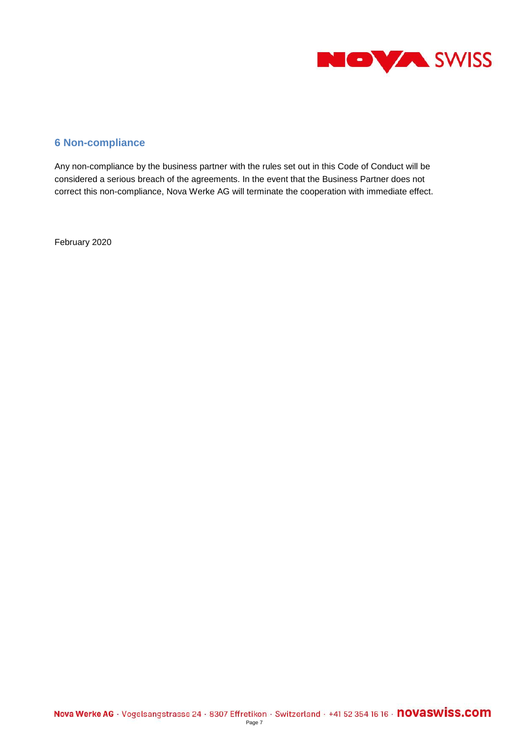## 6 Non-compliance

Any non-compliance by the business partner with the rules set out in this Code of Conduct will be considered a serious breach of the agreements. In the event that the Business Partner does not correct this non-compliance, Nova Werke AG will terminate the cooperation with immediate effect.

February 2020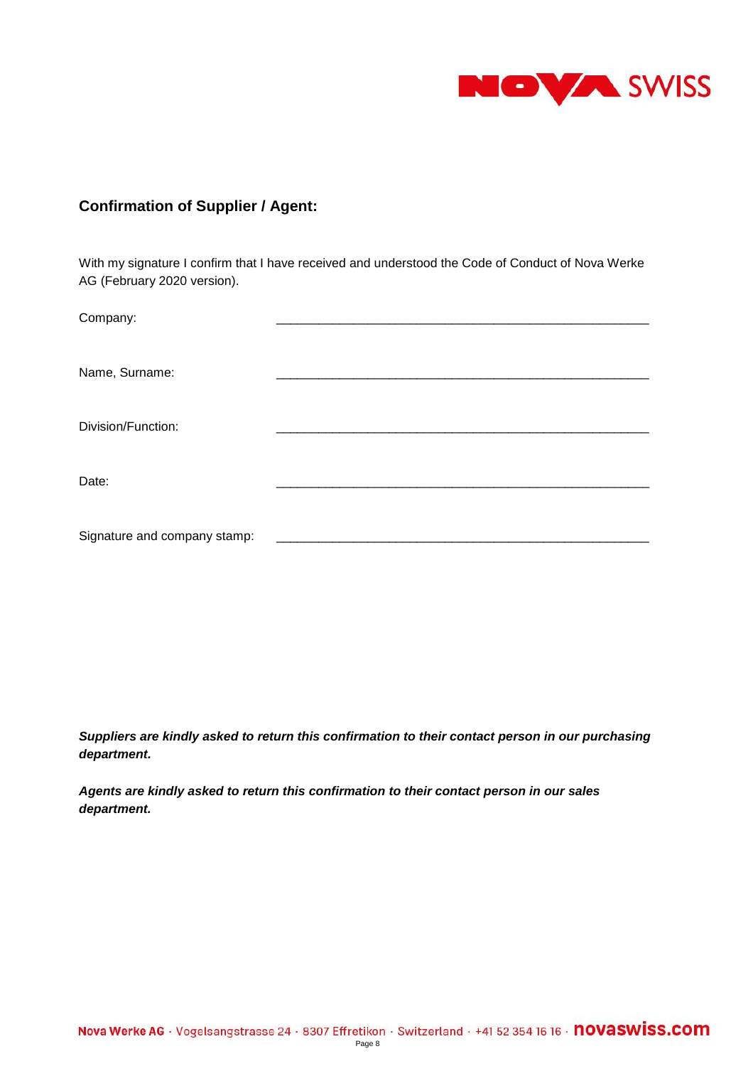## Confirmation of Supplier / Agent:

With my signature I confirm that I have received and understood the Code of Conduct of Nova Werke AG (February 2020 version).

Company: _______________________________________________

Name, Surname: _______________________________________________

Division/Function: _______________________________________________

Date: _______________________________________________

Signature and company stamp: _______________________________________________

***Suppliers are kindly asked to return this confirmation to their contact person in our purchasing department.***

***Agents are kindly asked to return this confirmation to their contact person in our sales department.***